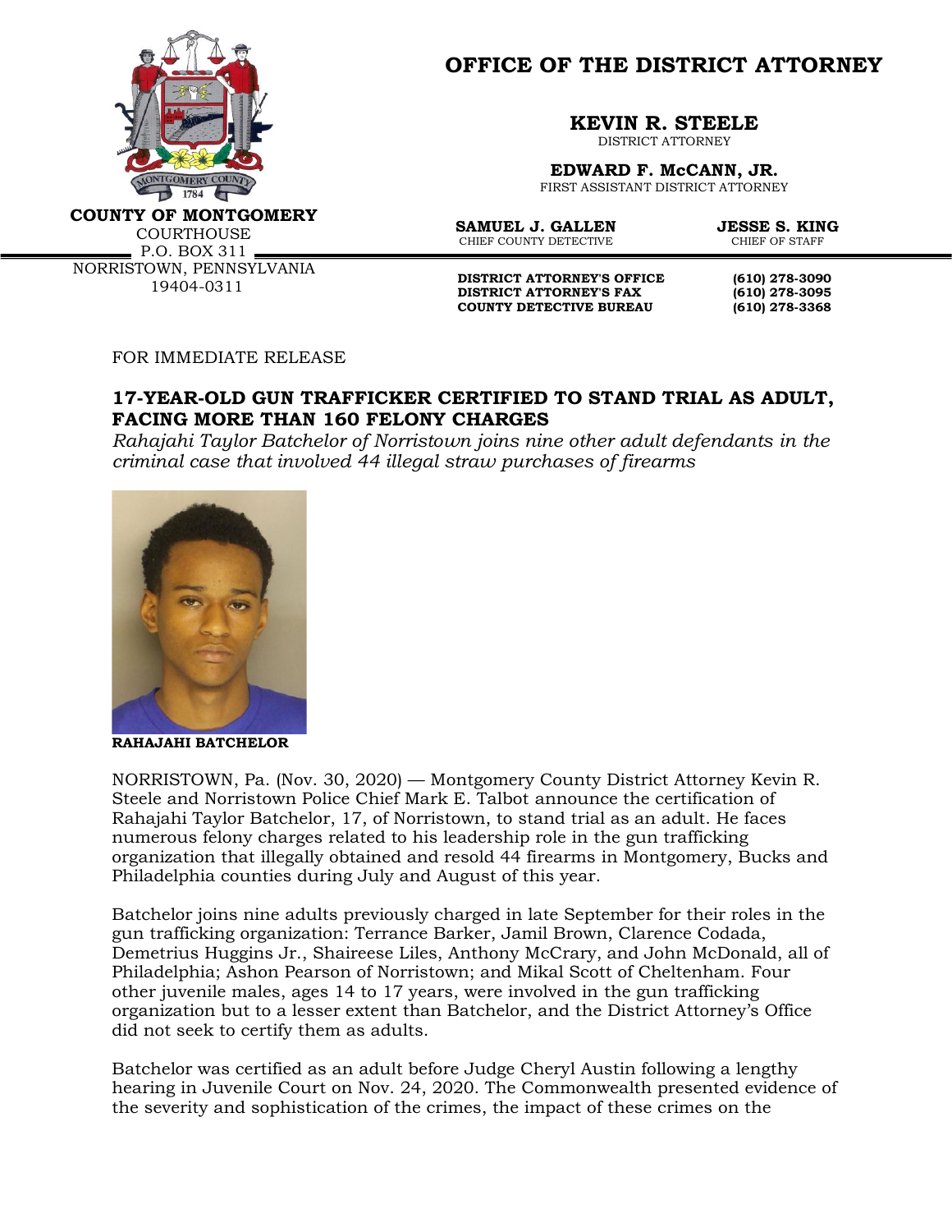# OFFICE OF THE DISTRICT ATTORNEY

**KEVIN R. STEELE**
DISTRICT ATTORNEY

**EDWARD F. McCANN, JR.**
FIRST ASSISTANT DISTRICT ATTORNEY

**SAMUEL J. GALLEN**
CHIEF COUNTY DETECTIVE

**JESSE S. KING**
CHIEF OF STAFF

**COUNTY OF MONTGOMERY**
COURTHOUSE
P.O. BOX 311
NORRISTOWN, PENNSYLVANIA
19404-0311

**DISTRICT ATTORNEY'S OFFICE** (610) 278-3090
**DISTRICT ATTORNEY'S FAX** (610) 278-3095
**COUNTY DETECTIVE BUREAU** (610) 278-3368

FOR IMMEDIATE RELEASE

## 17-YEAR-OLD GUN TRAFFICKER CERTIFIED TO STAND TRIAL AS ADULT, FACING MORE THAN 160 FELONY CHARGES

*Rahajahi Taylor Batchelor of Norristown joins nine other adult defendants in the criminal case that involved 44 illegal straw purchases of firearms*

**RAHAJAHI BATCHELOR**

NORRISTOWN, Pa. (Nov. 30, 2020) — Montgomery County District Attorney Kevin R. Steele and Norristown Police Chief Mark E. Talbot announce the certification of Rahajahi Taylor Batchelor, 17, of Norristown, to stand trial as an adult. He faces numerous felony charges related to his leadership role in the gun trafficking organization that illegally obtained and resold 44 firearms in Montgomery, Bucks and Philadelphia counties during July and August of this year.

Batchelor joins nine adults previously charged in late September for their roles in the gun trafficking organization: Terrance Barker, Jamil Brown, Clarence Codada, Demetrius Huggins Jr., Shaireese Liles, Anthony McCrary, and John McDonald, all of Philadelphia; Ashon Pearson of Norristown; and Mikal Scott of Cheltenham. Four other juvenile males, ages 14 to 17 years, were involved in the gun trafficking organization but to a lesser extent than Batchelor, and the District Attorney's Office did not seek to certify them as adults.

Batchelor was certified as an adult before Judge Cheryl Austin following a lengthy hearing in Juvenile Court on Nov. 24, 2020. The Commonwealth presented evidence of the severity and sophistication of the crimes, the impact of these crimes on the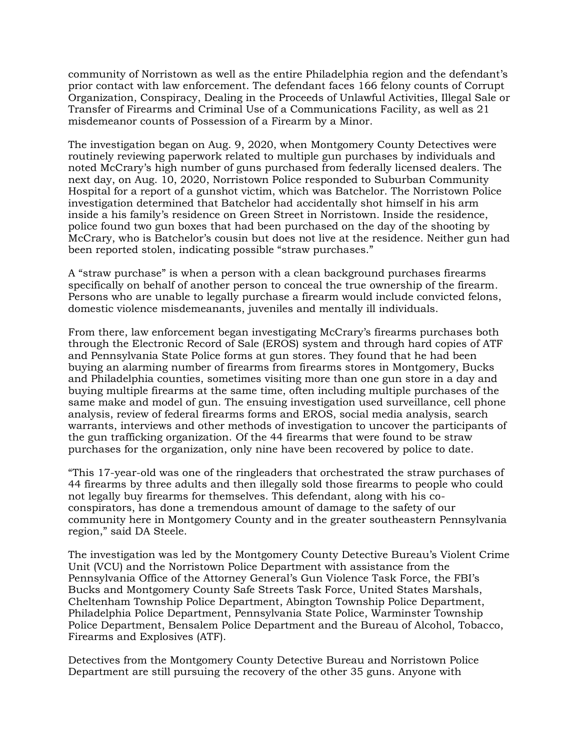community of Norristown as well as the entire Philadelphia region and the defendant's prior contact with law enforcement. The defendant faces 166 felony counts of Corrupt Organization, Conspiracy, Dealing in the Proceeds of Unlawful Activities, Illegal Sale or Transfer of Firearms and Criminal Use of a Communications Facility, as well as 21 misdemeanor counts of Possession of a Firearm by a Minor.

The investigation began on Aug. 9, 2020, when Montgomery County Detectives were routinely reviewing paperwork related to multiple gun purchases by individuals and noted McCrary's high number of guns purchased from federally licensed dealers. The next day, on Aug. 10, 2020, Norristown Police responded to Suburban Community Hospital for a report of a gunshot victim, which was Batchelor. The Norristown Police investigation determined that Batchelor had accidentally shot himself in his arm inside a his family's residence on Green Street in Norristown. Inside the residence, police found two gun boxes that had been purchased on the day of the shooting by McCrary, who is Batchelor's cousin but does not live at the residence. Neither gun had been reported stolen, indicating possible "straw purchases."

A "straw purchase" is when a person with a clean background purchases firearms specifically on behalf of another person to conceal the true ownership of the firearm. Persons who are unable to legally purchase a firearm would include convicted felons, domestic violence misdemeanants, juveniles and mentally ill individuals.

From there, law enforcement began investigating McCrary's firearms purchases both through the Electronic Record of Sale (EROS) system and through hard copies of ATF and Pennsylvania State Police forms at gun stores. They found that he had been buying an alarming number of firearms from firearms stores in Montgomery, Bucks and Philadelphia counties, sometimes visiting more than one gun store in a day and buying multiple firearms at the same time, often including multiple purchases of the same make and model of gun. The ensuing investigation used surveillance, cell phone analysis, review of federal firearms forms and EROS, social media analysis, search warrants, interviews and other methods of investigation to uncover the participants of the gun trafficking organization. Of the 44 firearms that were found to be straw purchases for the organization, only nine have been recovered by police to date.

"This 17-year-old was one of the ringleaders that orchestrated the straw purchases of 44 firearms by three adults and then illegally sold those firearms to people who could not legally buy firearms for themselves. This defendant, along with his co-conspirators, has done a tremendous amount of damage to the safety of our community here in Montgomery County and in the greater southeastern Pennsylvania region," said DA Steele.

The investigation was led by the Montgomery County Detective Bureau's Violent Crime Unit (VCU) and the Norristown Police Department with assistance from the Pennsylvania Office of the Attorney General's Gun Violence Task Force, the FBI's Bucks and Montgomery County Safe Streets Task Force, United States Marshals, Cheltenham Township Police Department, Abington Township Police Department, Philadelphia Police Department, Pennsylvania State Police, Warminster Township Police Department, Bensalem Police Department and the Bureau of Alcohol, Tobacco, Firearms and Explosives (ATF).

Detectives from the Montgomery County Detective Bureau and Norristown Police Department are still pursuing the recovery of the other 35 guns. Anyone with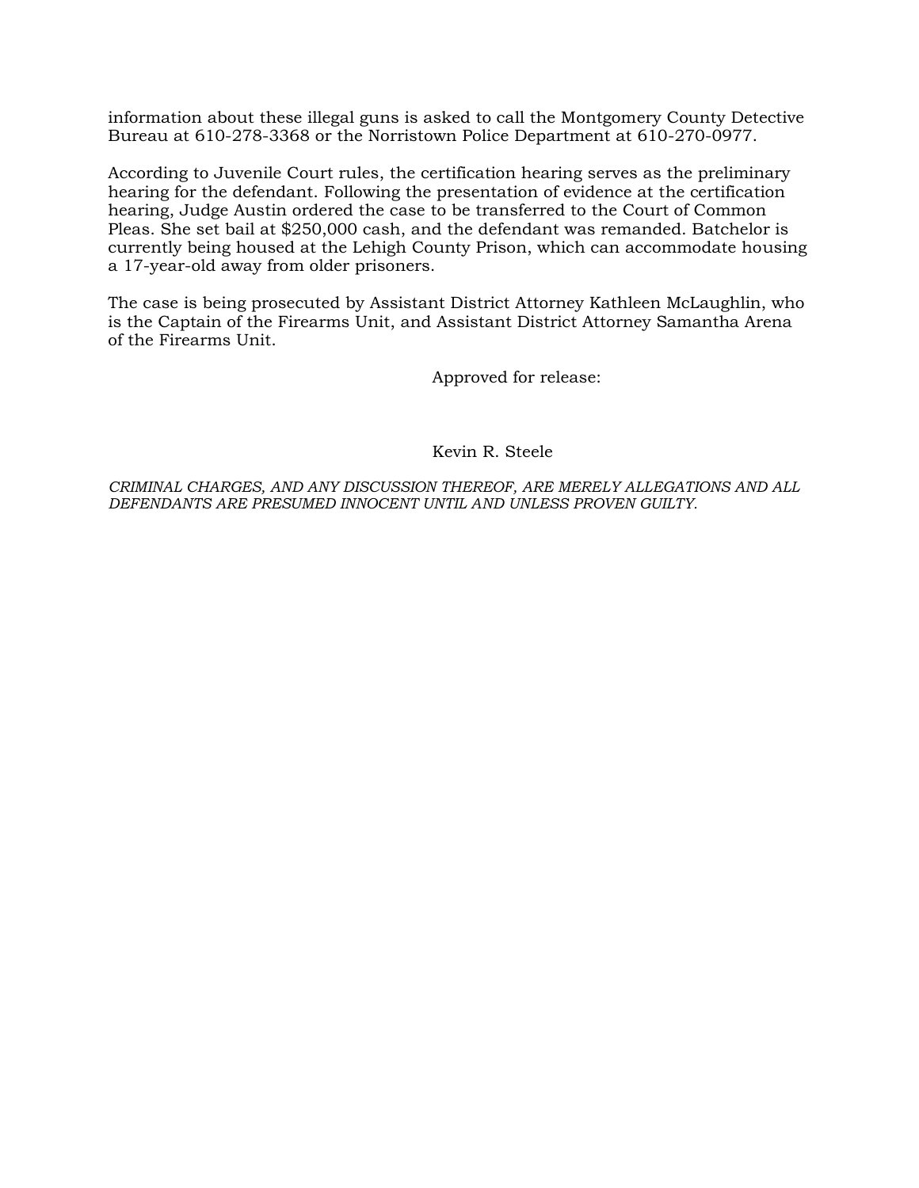information about these illegal guns is asked to call the Montgomery County Detective Bureau at 610-278-3368 or the Norristown Police Department at 610-270-0977.

According to Juvenile Court rules, the certification hearing serves as the preliminary hearing for the defendant. Following the presentation of evidence at the certification hearing, Judge Austin ordered the case to be transferred to the Court of Common Pleas. She set bail at $250,000 cash, and the defendant was remanded. Batchelor is currently being housed at the Lehigh County Prison, which can accommodate housing a 17-year-old away from older prisoners.

The case is being prosecuted by Assistant District Attorney Kathleen McLaughlin, who is the Captain of the Firearms Unit, and Assistant District Attorney Samantha Arena of the Firearms Unit.

Approved for release:

Kevin R. Steele

*CRIMINAL CHARGES, AND ANY DISCUSSION THEREOF, ARE MERELY ALLEGATIONS AND ALL DEFENDANTS ARE PRESUMED INNOCENT UNTIL AND UNLESS PROVEN GUILTY.*